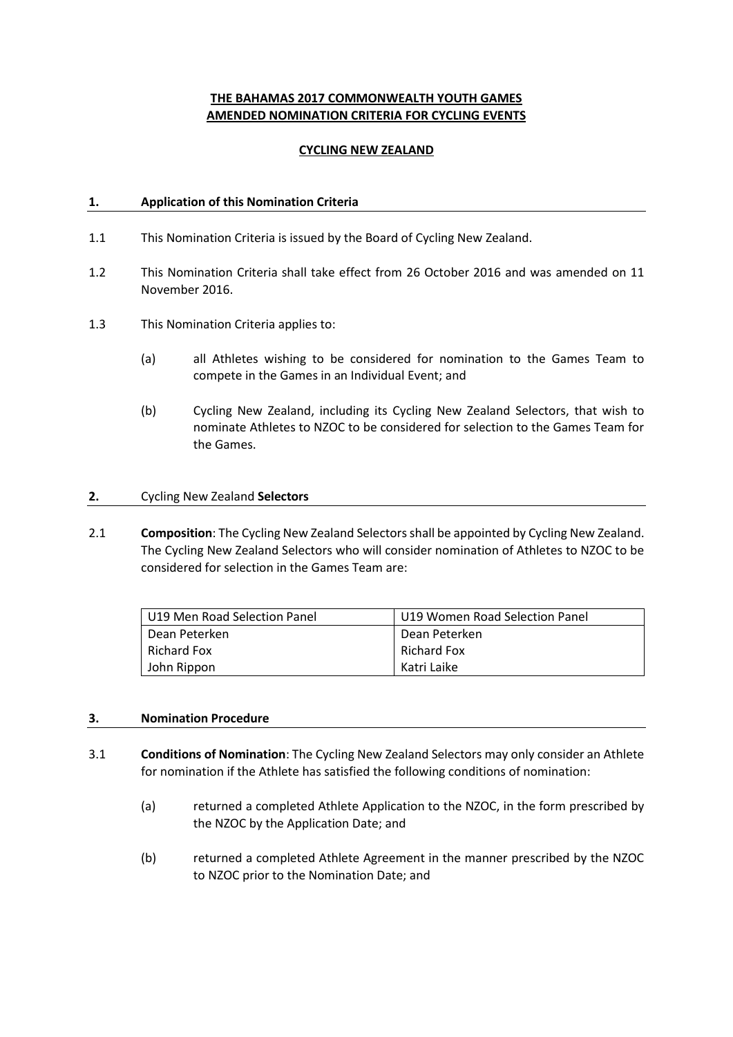# THE BAHAMAS 2017 COMMONWEALTH YOUTH GAMES
# AMENDED NOMINATION CRITERIA FOR CYCLING EVENTS

## CYCLING NEW ZEALAND

## 1. Application of this Nomination Criteria

1.1 This Nomination Criteria is issued by the Board of Cycling New Zealand.

1.2 This Nomination Criteria shall take effect from 26 October 2016 and was amended on 11 November 2016.

1.3 This Nomination Criteria applies to:

(a) all Athletes wishing to be considered for nomination to the Games Team to compete in the Games in an Individual Event; and

(b) Cycling New Zealand, including its Cycling New Zealand Selectors, that wish to nominate Athletes to NZOC to be considered for selection to the Games Team for the Games.

## 2. Cycling New Zealand **Selectors**

2.1 **Composition**: The Cycling New Zealand Selectors shall be appointed by Cycling New Zealand. The Cycling New Zealand Selectors who will consider nomination of Athletes to NZOC to be considered for selection in the Games Team are:

| U19 Men Road Selection Panel | U19 Women Road Selection Panel |
|---|---|
| Dean Peterken | Dean Peterken |
| Richard Fox | Richard Fox |
| John Rippon | Katri Laike |

## 3. Nomination Procedure

3.1 **Conditions of Nomination**: The Cycling New Zealand Selectors may only consider an Athlete for nomination if the Athlete has satisfied the following conditions of nomination:

(a) returned a completed Athlete Application to the NZOC, in the form prescribed by the NZOC by the Application Date; and

(b) returned a completed Athlete Agreement in the manner prescribed by the NZOC to NZOC prior to the Nomination Date; and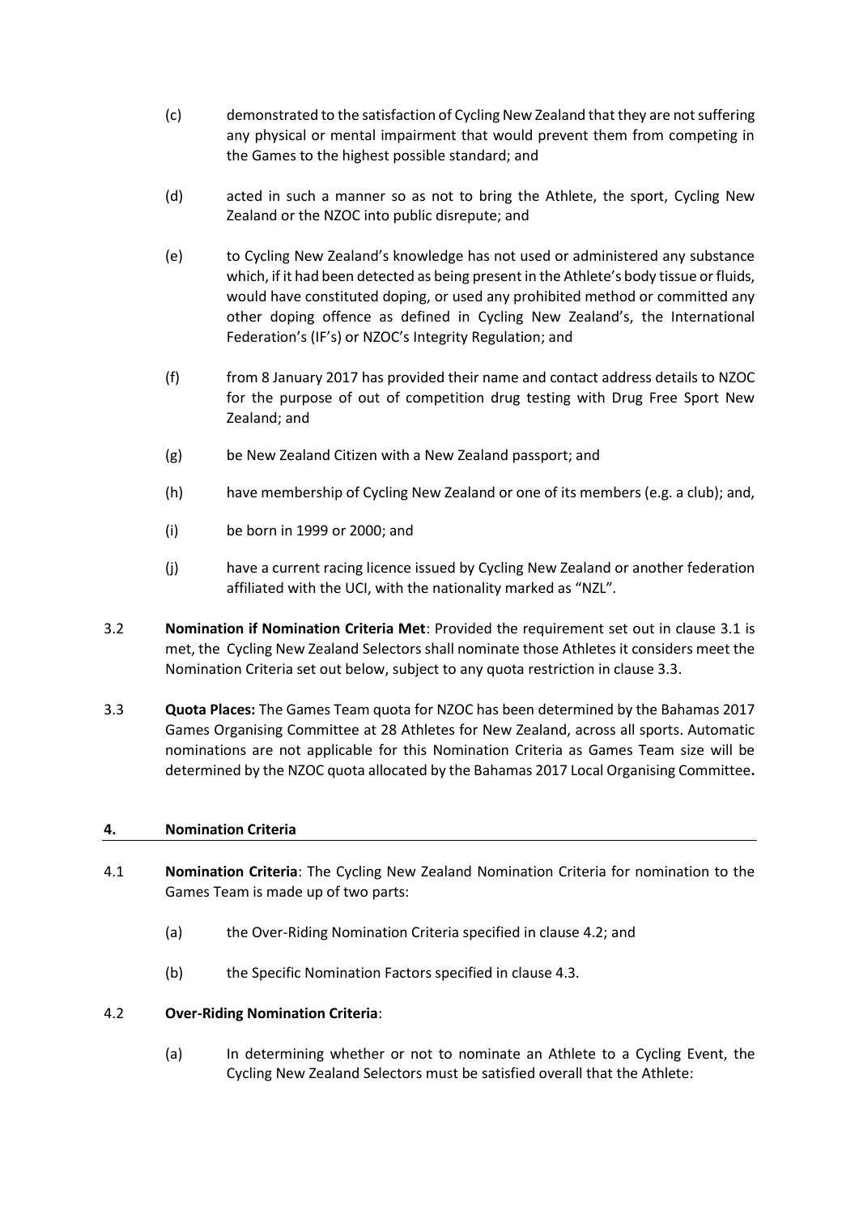(c) demonstrated to the satisfaction of Cycling New Zealand that they are not suffering any physical or mental impairment that would prevent them from competing in the Games to the highest possible standard; and

(d) acted in such a manner so as not to bring the Athlete, the sport, Cycling New Zealand or the NZOC into public disrepute; and

(e) to Cycling New Zealand's knowledge has not used or administered any substance which, if it had been detected as being present in the Athlete's body tissue or fluids, would have constituted doping, or used any prohibited method or committed any other doping offence as defined in Cycling New Zealand's, the International Federation's (IF's) or NZOC's Integrity Regulation; and

(f) from 8 January 2017 has provided their name and contact address details to NZOC for the purpose of out of competition drug testing with Drug Free Sport New Zealand; and

(g) be New Zealand Citizen with a New Zealand passport; and

(h) have membership of Cycling New Zealand or one of its members (e.g. a club); and,

(i) be born in 1999 or 2000; and

(j) have a current racing licence issued by Cycling New Zealand or another federation affiliated with the UCI, with the nationality marked as "NZL".

3.2 **Nomination if Nomination Criteria Met**: Provided the requirement set out in clause 3.1 is met, the Cycling New Zealand Selectors shall nominate those Athletes it considers meet the Nomination Criteria set out below, subject to any quota restriction in clause 3.3.

3.3 **Quota Places:** The Games Team quota for NZOC has been determined by the Bahamas 2017 Games Organising Committee at 28 Athletes for New Zealand, across all sports. Automatic nominations are not applicable for this Nomination Criteria as Games Team size will be determined by the NZOC quota allocated by the Bahamas 2017 Local Organising Committee**.**

## 4. Nomination Criteria

4.1 **Nomination Criteria**: The Cycling New Zealand Nomination Criteria for nomination to the Games Team is made up of two parts:

(a) the Over-Riding Nomination Criteria specified in clause 4.2; and

(b) the Specific Nomination Factors specified in clause 4.3.

4.2 **Over-Riding Nomination Criteria**:

(a) In determining whether or not to nominate an Athlete to a Cycling Event, the Cycling New Zealand Selectors must be satisfied overall that the Athlete: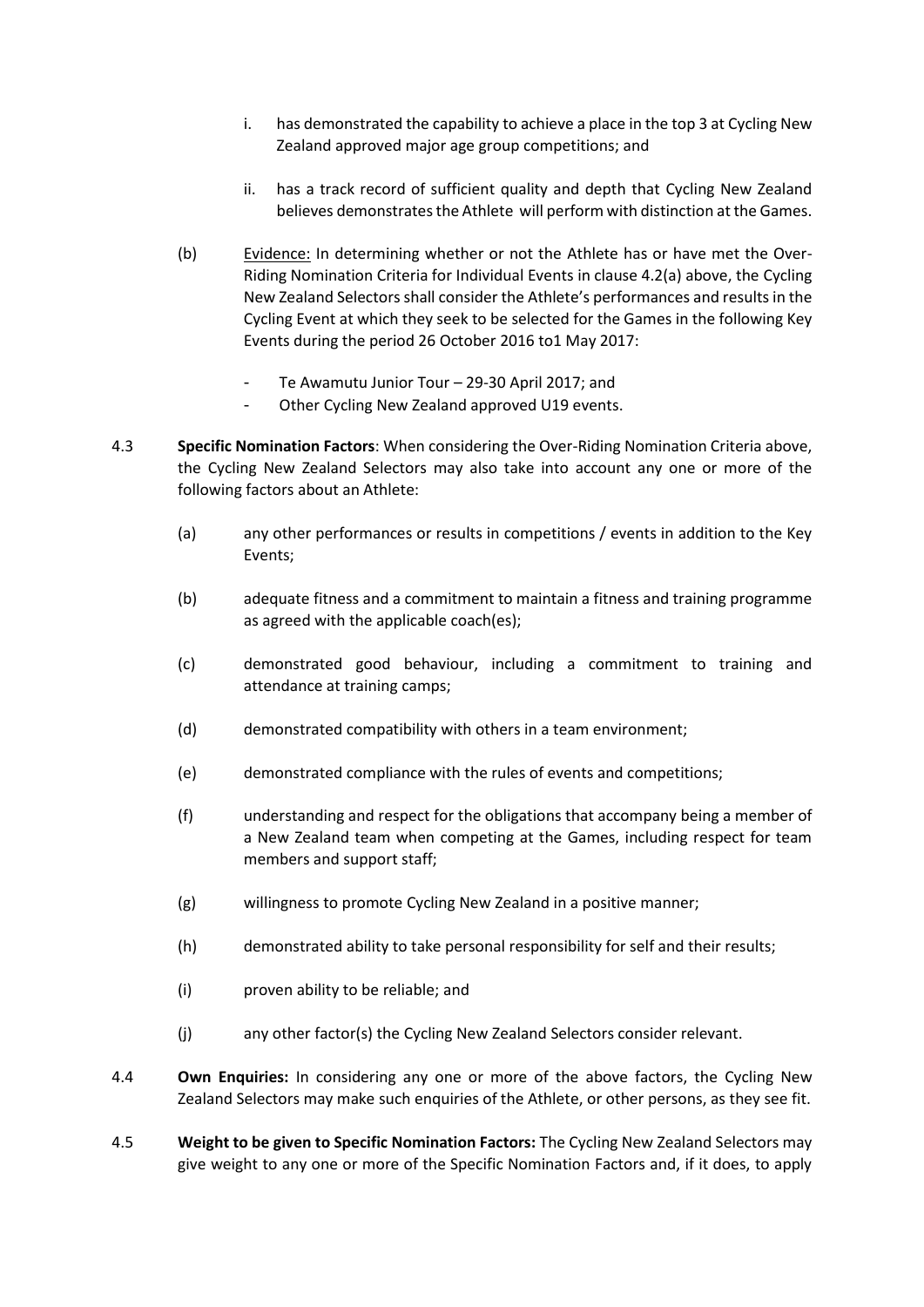i. has demonstrated the capability to achieve a place in the top 3 at Cycling New Zealand approved major age group competitions; and

ii. has a track record of sufficient quality and depth that Cycling New Zealand believes demonstrates the Athlete will perform with distinction at the Games.

(b) Evidence: In determining whether or not the Athlete has or have met the Over-Riding Nomination Criteria for Individual Events in clause 4.2(a) above, the Cycling New Zealand Selectors shall consider the Athlete's performances and results in the Cycling Event at which they seek to be selected for the Games in the following Key Events during the period 26 October 2016 to1 May 2017:

- Te Awamutu Junior Tour – 29-30 April 2017; and
- Other Cycling New Zealand approved U19 events.

4.3 **Specific Nomination Factors**: When considering the Over-Riding Nomination Criteria above, the Cycling New Zealand Selectors may also take into account any one or more of the following factors about an Athlete:

(a) any other performances or results in competitions / events in addition to the Key Events;

(b) adequate fitness and a commitment to maintain a fitness and training programme as agreed with the applicable coach(es);

(c) demonstrated good behaviour, including a commitment to training and attendance at training camps;

(d) demonstrated compatibility with others in a team environment;

(e) demonstrated compliance with the rules of events and competitions;

(f) understanding and respect for the obligations that accompany being a member of a New Zealand team when competing at the Games, including respect for team members and support staff;

(g) willingness to promote Cycling New Zealand in a positive manner;

(h) demonstrated ability to take personal responsibility for self and their results;

(i) proven ability to be reliable; and

(j) any other factor(s) the Cycling New Zealand Selectors consider relevant.

4.4 **Own Enquiries:** In considering any one or more of the above factors, the Cycling New Zealand Selectors may make such enquiries of the Athlete, or other persons, as they see fit.

4.5 **Weight to be given to Specific Nomination Factors:** The Cycling New Zealand Selectors may give weight to any one or more of the Specific Nomination Factors and, if it does, to apply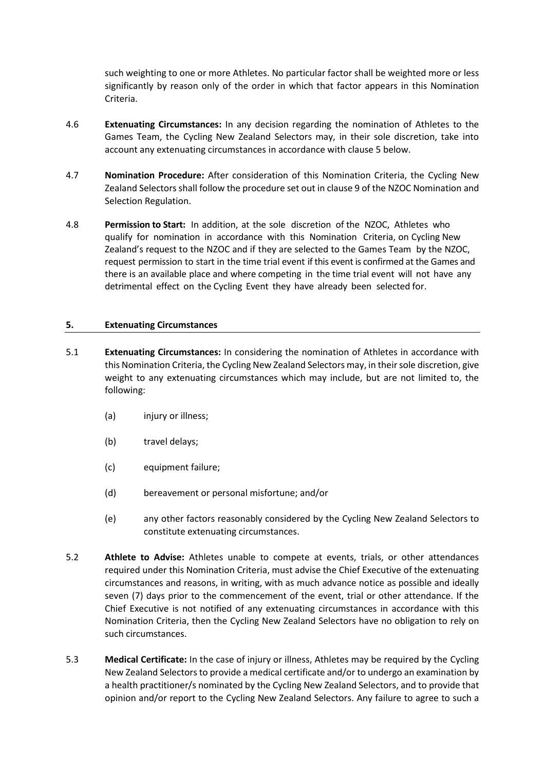such weighting to one or more Athletes. No particular factor shall be weighted more or less significantly by reason only of the order in which that factor appears in this Nomination Criteria.

4.6 **Extenuating Circumstances:** In any decision regarding the nomination of Athletes to the Games Team, the Cycling New Zealand Selectors may, in their sole discretion, take into account any extenuating circumstances in accordance with clause 5 below.

4.7 **Nomination Procedure:** After consideration of this Nomination Criteria, the Cycling New Zealand Selectors shall follow the procedure set out in clause 9 of the NZOC Nomination and Selection Regulation.

4.8 **Permission to Start:** In addition, at the sole discretion of the NZOC, Athletes who qualify for nomination in accordance with this Nomination Criteria, on Cycling New Zealand's request to the NZOC and if they are selected to the Games Team by the NZOC, request permission to start in the time trial event if this event is confirmed at the Games and there is an available place and where competing in the time trial event will not have any detrimental effect on the Cycling Event they have already been selected for.

## 5. Extenuating Circumstances

5.1 **Extenuating Circumstances:** In considering the nomination of Athletes in accordance with this Nomination Criteria, the Cycling New Zealand Selectors may, in their sole discretion, give weight to any extenuating circumstances which may include, but are not limited to, the following:

(a) injury or illness;

(b) travel delays;

(c) equipment failure;

(d) bereavement or personal misfortune; and/or

(e) any other factors reasonably considered by the Cycling New Zealand Selectors to constitute extenuating circumstances.

5.2 **Athlete to Advise:** Athletes unable to compete at events, trials, or other attendances required under this Nomination Criteria, must advise the Chief Executive of the extenuating circumstances and reasons, in writing, with as much advance notice as possible and ideally seven (7) days prior to the commencement of the event, trial or other attendance. If the Chief Executive is not notified of any extenuating circumstances in accordance with this Nomination Criteria, then the Cycling New Zealand Selectors have no obligation to rely on such circumstances.

5.3 **Medical Certificate:** In the case of injury or illness, Athletes may be required by the Cycling New Zealand Selectors to provide a medical certificate and/or to undergo an examination by a health practitioner/s nominated by the Cycling New Zealand Selectors, and to provide that opinion and/or report to the Cycling New Zealand Selectors. Any failure to agree to such a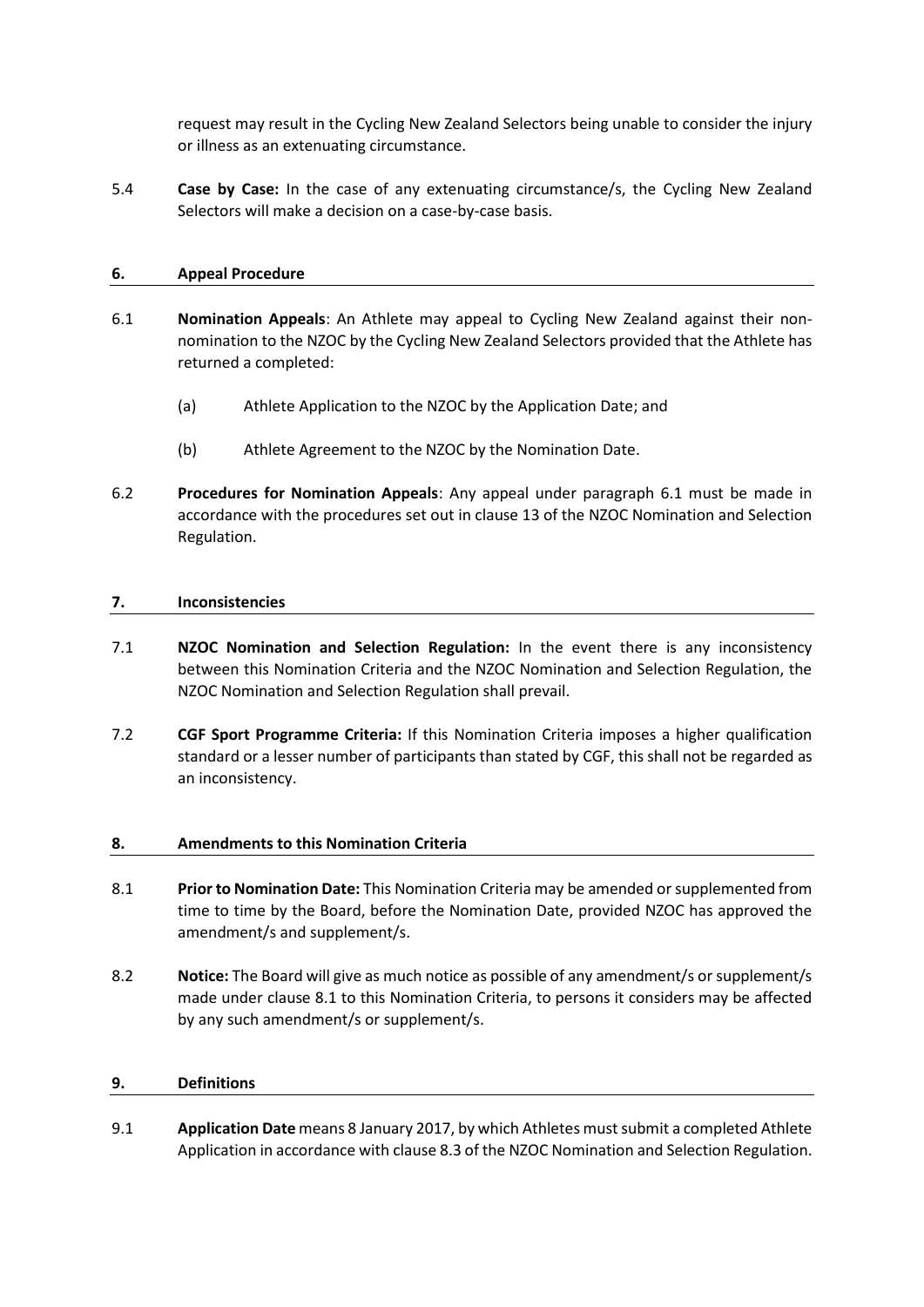request may result in the Cycling New Zealand Selectors being unable to consider the injury or illness as an extenuating circumstance.

5.4 **Case by Case:** In the case of any extenuating circumstance/s, the Cycling New Zealand Selectors will make a decision on a case-by-case basis.

## 6. Appeal Procedure

6.1 **Nomination Appeals**: An Athlete may appeal to Cycling New Zealand against their non-nomination to the NZOC by the Cycling New Zealand Selectors provided that the Athlete has returned a completed:

(a) Athlete Application to the NZOC by the Application Date; and

(b) Athlete Agreement to the NZOC by the Nomination Date.

6.2 **Procedures for Nomination Appeals**: Any appeal under paragraph 6.1 must be made in accordance with the procedures set out in clause 13 of the NZOC Nomination and Selection Regulation.

## 7. Inconsistencies

7.1 **NZOC Nomination and Selection Regulation:** In the event there is any inconsistency between this Nomination Criteria and the NZOC Nomination and Selection Regulation, the NZOC Nomination and Selection Regulation shall prevail.

7.2 **CGF Sport Programme Criteria:** If this Nomination Criteria imposes a higher qualification standard or a lesser number of participants than stated by CGF, this shall not be regarded as an inconsistency.

## 8. Amendments to this Nomination Criteria

8.1 **Prior to Nomination Date:** This Nomination Criteria may be amended or supplemented from time to time by the Board, before the Nomination Date, provided NZOC has approved the amendment/s and supplement/s.

8.2 **Notice:** The Board will give as much notice as possible of any amendment/s or supplement/s made under clause 8.1 to this Nomination Criteria, to persons it considers may be affected by any such amendment/s or supplement/s.

## 9. Definitions

9.1 **Application Date** means 8 January 2017, by which Athletes must submit a completed Athlete Application in accordance with clause 8.3 of the NZOC Nomination and Selection Regulation.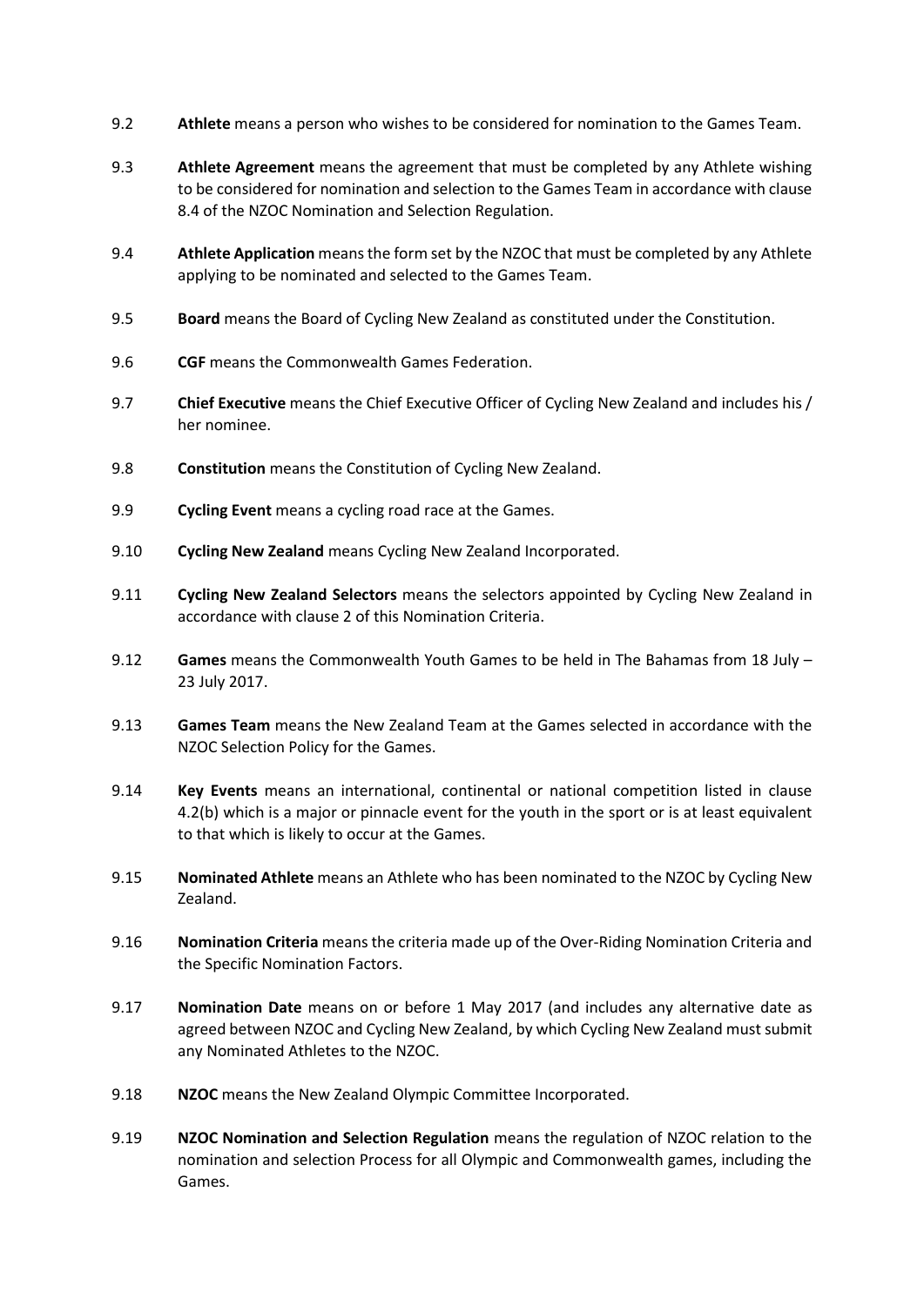9.2 **Athlete** means a person who wishes to be considered for nomination to the Games Team.

9.3 **Athlete Agreement** means the agreement that must be completed by any Athlete wishing to be considered for nomination and selection to the Games Team in accordance with clause 8.4 of the NZOC Nomination and Selection Regulation.

9.4 **Athlete Application** means the form set by the NZOC that must be completed by any Athlete applying to be nominated and selected to the Games Team.

9.5 **Board** means the Board of Cycling New Zealand as constituted under the Constitution.

9.6 **CGF** means the Commonwealth Games Federation.

9.7 **Chief Executive** means the Chief Executive Officer of Cycling New Zealand and includes his / her nominee.

9.8 **Constitution** means the Constitution of Cycling New Zealand.

9.9 **Cycling Event** means a cycling road race at the Games.

9.10 **Cycling New Zealand** means Cycling New Zealand Incorporated.

9.11 **Cycling New Zealand Selectors** means the selectors appointed by Cycling New Zealand in accordance with clause 2 of this Nomination Criteria.

9.12 **Games** means the Commonwealth Youth Games to be held in The Bahamas from 18 July – 23 July 2017.

9.13 **Games Team** means the New Zealand Team at the Games selected in accordance with the NZOC Selection Policy for the Games.

9.14 **Key Events** means an international, continental or national competition listed in clause 4.2(b) which is a major or pinnacle event for the youth in the sport or is at least equivalent to that which is likely to occur at the Games.

9.15 **Nominated Athlete** means an Athlete who has been nominated to the NZOC by Cycling New Zealand.

9.16 **Nomination Criteria** means the criteria made up of the Over-Riding Nomination Criteria and the Specific Nomination Factors.

9.17 **Nomination Date** means on or before 1 May 2017 (and includes any alternative date as agreed between NZOC and Cycling New Zealand, by which Cycling New Zealand must submit any Nominated Athletes to the NZOC.

9.18 **NZOC** means the New Zealand Olympic Committee Incorporated.

9.19 **NZOC Nomination and Selection Regulation** means the regulation of NZOC relation to the nomination and selection Process for all Olympic and Commonwealth games, including the Games.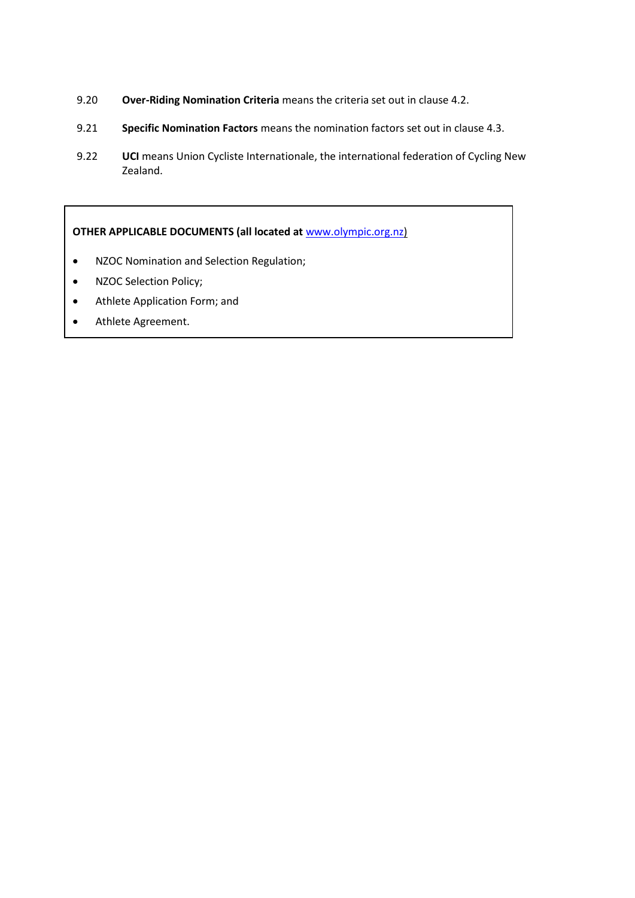9.20 **Over-Riding Nomination Criteria** means the criteria set out in clause 4.2.

9.21 **Specific Nomination Factors** means the nomination factors set out in clause 4.3.

9.22 **UCI** means Union Cycliste Internationale, the international federation of Cycling New Zealand.

**OTHER APPLICABLE DOCUMENTS (all located at www.olympic.org.nz)**

- NZOC Nomination and Selection Regulation;
- NZOC Selection Policy;
- Athlete Application Form; and
- Athlete Agreement.